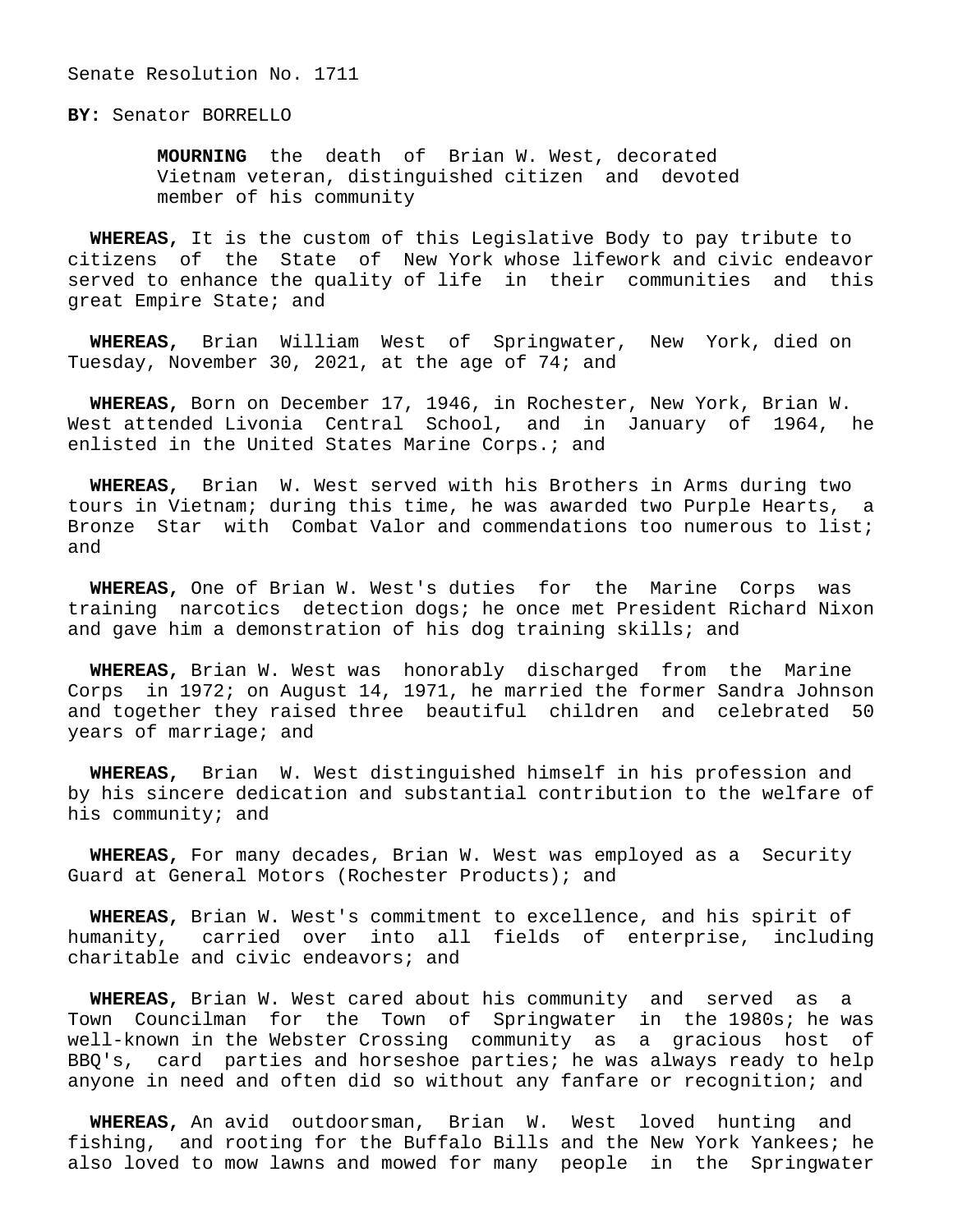Senate Resolution No. 1711

**BY:** Senator BORRELLO

**MOURNING** the death of Brian W. West, decorated Vietnam veteran, distinguished citizen and devoted member of his community

**WHEREAS,** It is the custom of this Legislative Body to pay tribute to citizens of the State of New York whose lifework and civic endeavor served to enhance the quality of life in their communities and this great Empire State; and

**WHEREAS,** Brian William West of Springwater, New York, died on Tuesday, November 30, 2021, at the age of 74; and

**WHEREAS,** Born on December 17, 1946, in Rochester, New York, Brian W. West attended Livonia Central School, and in January of 1964, he enlisted in the United States Marine Corps.; and

**WHEREAS,** Brian W. West served with his Brothers in Arms during two tours in Vietnam; during this time, he was awarded two Purple Hearts, a Bronze Star with Combat Valor and commendations too numerous to list; and

**WHEREAS,** One of Brian W. West's duties for the Marine Corps was training narcotics detection dogs; he once met President Richard Nixon and gave him a demonstration of his dog training skills; and

**WHEREAS,** Brian W. West was honorably discharged from the Marine Corps in 1972; on August 14, 1971, he married the former Sandra Johnson and together they raised three beautiful children and celebrated 50 years of marriage; and

**WHEREAS,** Brian W. West distinguished himself in his profession and by his sincere dedication and substantial contribution to the welfare of his community; and

**WHEREAS,** For many decades, Brian W. West was employed as a Security Guard at General Motors (Rochester Products); and

**WHEREAS,** Brian W. West's commitment to excellence, and his spirit of humanity, carried over into all fields of enterprise, including charitable and civic endeavors; and

**WHEREAS,** Brian W. West cared about his community and served as a Town Councilman for the Town of Springwater in the 1980s; he was well-known in the Webster Crossing community as a gracious host of BBQ's, card parties and horseshoe parties; he was always ready to help anyone in need and often did so without any fanfare or recognition; and

**WHEREAS,** An avid outdoorsman, Brian W. West loved hunting and fishing, and rooting for the Buffalo Bills and the New York Yankees; he also loved to mow lawns and mowed for many people in the Springwater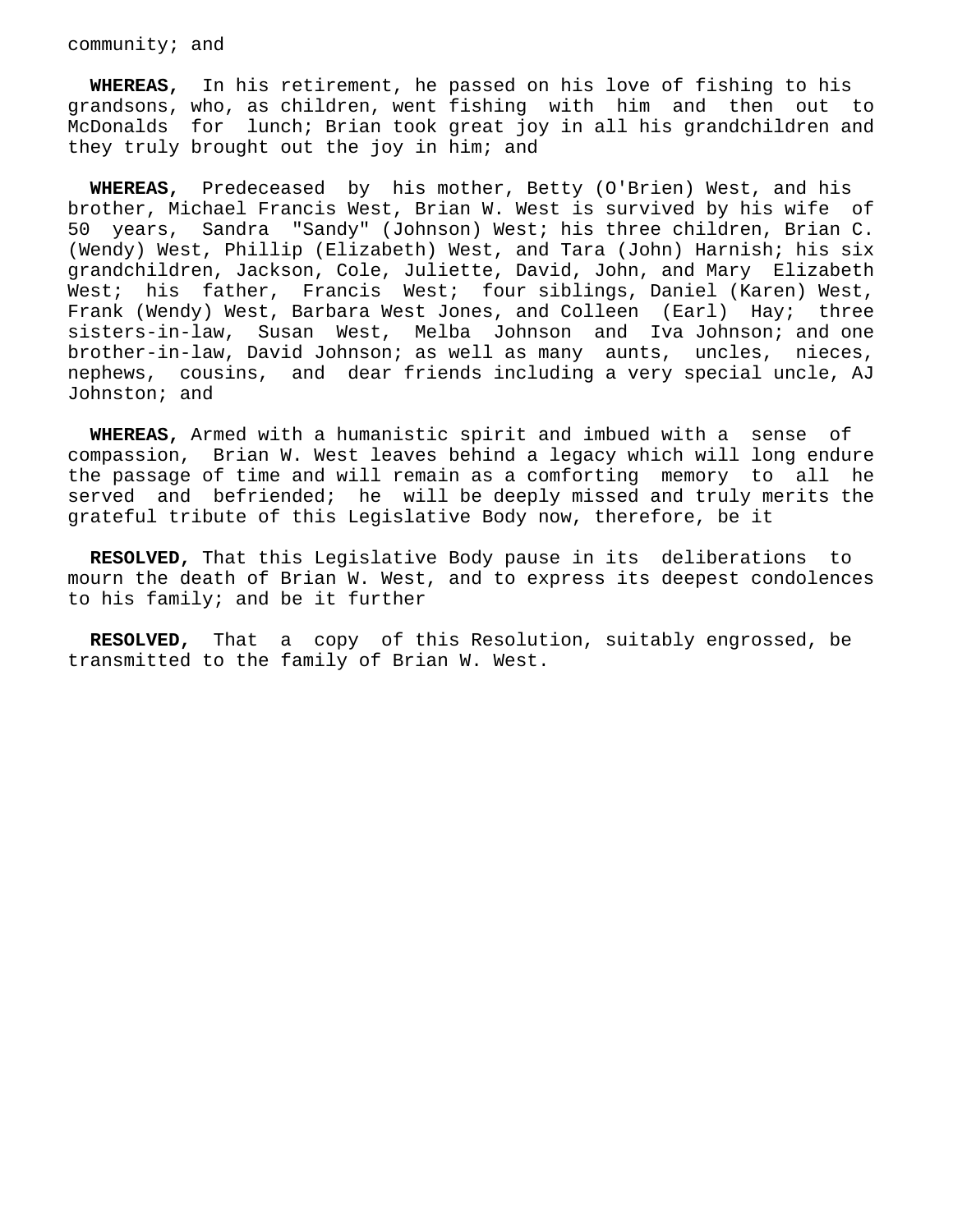community; and

**WHEREAS,** In his retirement, he passed on his love of fishing to his grandsons, who, as children, went fishing with him and then out to McDonalds for lunch; Brian took great joy in all his grandchildren and they truly brought out the joy in him; and

**WHEREAS,** Predeceased by his mother, Betty (O'Brien) West, and his brother, Michael Francis West, Brian W. West is survived by his wife of 50 years, Sandra "Sandy" (Johnson) West; his three children, Brian C. (Wendy) West, Phillip (Elizabeth) West, and Tara (John) Harnish; his six grandchildren, Jackson, Cole, Juliette, David, John, and Mary Elizabeth West; his father, Francis West; four siblings, Daniel (Karen) West, Frank (Wendy) West, Barbara West Jones, and Colleen (Earl) Hay; three sisters-in-law, Susan West, Melba Johnson and Iva Johnson; and one brother-in-law, David Johnson; as well as many aunts, uncles, nieces, nephews, cousins, and dear friends including a very special uncle, AJ Johnston; and

**WHEREAS,** Armed with a humanistic spirit and imbued with a sense of compassion, Brian W. West leaves behind a legacy which will long endure the passage of time and will remain as a comforting memory to all he served and befriended; he will be deeply missed and truly merits the grateful tribute of this Legislative Body now, therefore, be it

**RESOLVED,** That this Legislative Body pause in its deliberations to mourn the death of Brian W. West, and to express its deepest condolences to his family; and be it further

**RESOLVED,** That a copy of this Resolution, suitably engrossed, be transmitted to the family of Brian W. West.